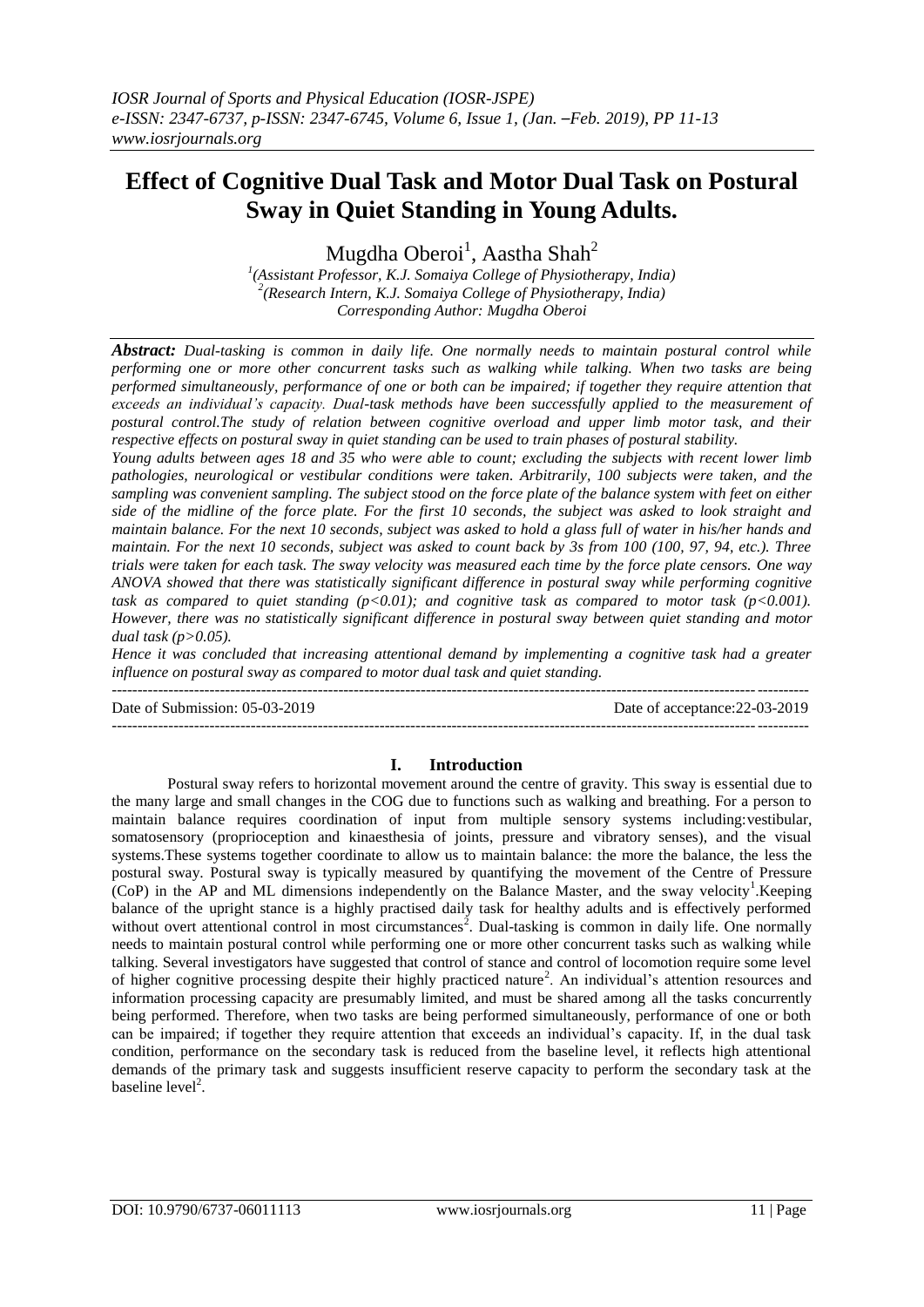# Effect of Cognitive Dual Task and Motor Dual Task on Postural Sway in Quiet Standing in Young Adults.

Mugdha Oberoi[1], Aastha Shah[2]

[1](Assistant Professor, K.J. Somaiya College of Physiotherapy, India)
[2](Research Intern, K.J. Somaiya College of Physiotherapy, India)
Corresponding Author: Mugdha Oberoi

***Abstract:*** *Dual-tasking is common in daily life. One normally needs to maintain postural control while performing one or more other concurrent tasks such as walking while talking. When two tasks are being performed simultaneously, performance of one or both can be impaired; if together they require attention that exceeds an individual's capacity. Dual-task methods have been successfully applied to the measurement of postural control.The study of relation between cognitive overload and upper limb motor task, and their respective effects on postural sway in quiet standing can be used to train phases of postural stability.*

*Young adults between ages 18 and 35 who were able to count; excluding the subjects with recent lower limb pathologies, neurological or vestibular conditions were taken. Arbitrarily, 100 subjects were taken, and the sampling was convenient sampling. The subject stood on the force plate of the balance system with feet on either side of the midline of the force plate. For the first 10 seconds, the subject was asked to look straight and maintain balance. For the next 10 seconds, subject was asked to hold a glass full of water in his/her hands and maintain. For the next 10 seconds, subject was asked to count back by 3s from 100 (100, 97, 94, etc.). Three trials were taken for each task. The sway velocity was measured each time by the force plate censors. One way ANOVA showed that there was statistically significant difference in postural sway while performing cognitive task as compared to quiet standing ($p<0.01$); and cognitive task as compared to motor task ($p<0.001$). However, there was no statistically significant difference in postural sway between quiet standing and motor dual task ($p>0.05$).*

*Hence it was concluded that increasing attentional demand by implementing a cognitive task had a greater influence on postural sway as compared to motor dual task and quiet standing.*

Date of Submission: 05-03-2019 Date of acceptance:22-03-2019

## I. Introduction

Postural sway refers to horizontal movement around the centre of gravity. This sway is essential due to the many large and small changes in the COG due to functions such as walking and breathing. For a person to maintain balance requires coordination of input from multiple sensory systems including:vestibular, somatosensory (proprioception and kinaesthesia of joints, pressure and vibratory senses), and the visual systems.These systems together coordinate to allow us to maintain balance: the more the balance, the less the postural sway. Postural sway is typically measured by quantifying the movement of the Centre of Pressure (CoP) in the AP and ML dimensions independently on the Balance Master, and the sway velocity[1].Keeping balance of the upright stance is a highly practised daily task for healthy adults and is effectively performed without overt attentional control in most circumstances[2]. Dual-tasking is common in daily life. One normally needs to maintain postural control while performing one or more other concurrent tasks such as walking while talking. Several investigators have suggested that control of stance and control of locomotion require some level of higher cognitive processing despite their highly practiced nature[2]. An individual's attention resources and information processing capacity are presumably limited, and must be shared among all the tasks concurrently being performed. Therefore, when two tasks are being performed simultaneously, performance of one or both can be impaired; if together they require attention that exceeds an individual's capacity. If, in the dual task condition, performance on the secondary task is reduced from the baseline level, it reflects high attentional demands of the primary task and suggests insufficient reserve capacity to perform the secondary task at the baseline level[2].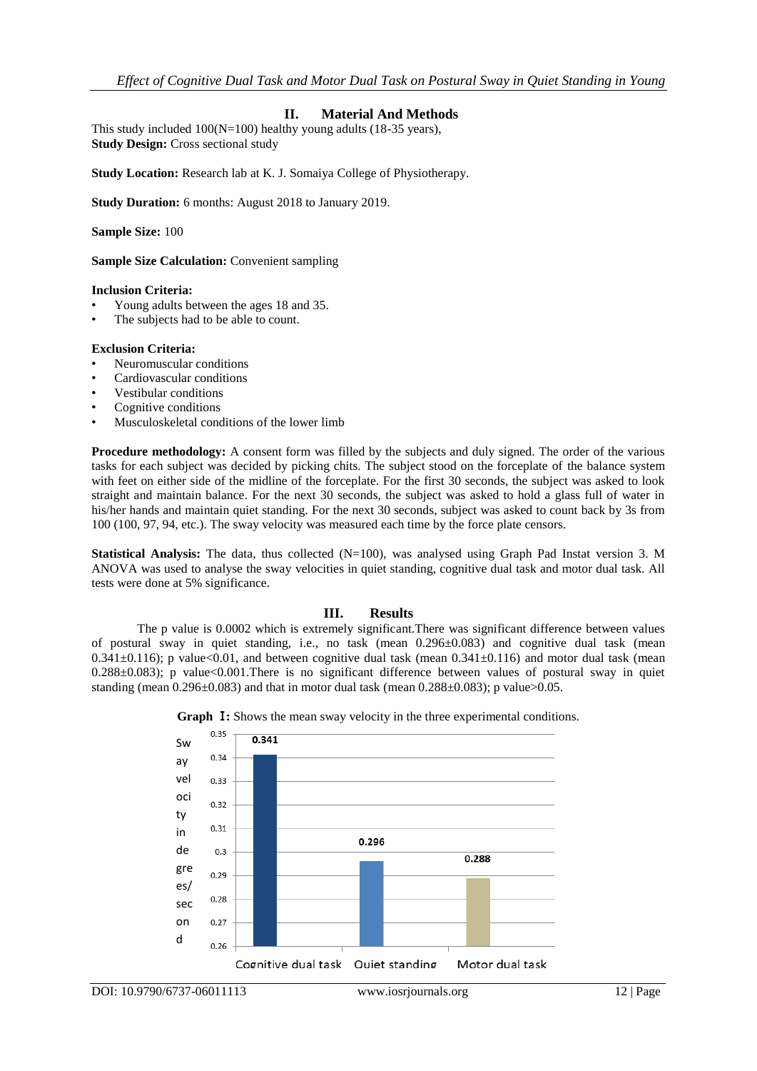## II. Material And Methods

This study included 100(N=100) healthy young adults (18-35 years),
**Study Design:** Cross sectional study

**Study Location:** Research lab at K. J. Somaiya College of Physiotherapy.

**Study Duration:** 6 months: August 2018 to January 2019.

**Sample Size:** 100

**Sample Size Calculation:** Convenient sampling

**Inclusion Criteria:**

- Young adults between the ages 18 and 35.
- The subjects had to be able to count.

**Exclusion Criteria:**

- Neuromuscular conditions
- Cardiovascular conditions
- Vestibular conditions
- Cognitive conditions
- Musculoskeletal conditions of the lower limb

**Procedure methodology:** A consent form was filled by the subjects and duly signed. The order of the various tasks for each subject was decided by picking chits. The subject stood on the forceplate of the balance system with feet on either side of the midline of the forceplate. For the first 30 seconds, the subject was asked to look straight and maintain balance. For the next 30 seconds, the subject was asked to hold a glass full of water in his/her hands and maintain quiet standing. For the next 30 seconds, subject was asked to count back by 3s from 100 (100, 97, 94, etc.). The sway velocity was measured each time by the force plate censors.

**Statistical Analysis:** The data, thus collected (N=100), was analysed using Graph Pad Instat version 3. M ANOVA was used to analyse the sway velocities in quiet standing, cognitive dual task and motor dual task. All tests were done at 5% significance.

## III. Results

The p value is 0.0002 which is extremely significant.There was significant difference between values of postural sway in quiet standing, i.e., no task (mean 0.296±0.083) and cognitive dual task (mean 0.341±0.116); p value<0.01, and between cognitive dual task (mean 0.341±0.116) and motor dual task (mean 0.288±0.083); p value<0.001.There is no significant difference between values of postural sway in quiet standing (mean 0.296±0.083) and that in motor dual task (mean 0.288±0.083); p value>0.05.

**Graph Ⅰ:** Shows the mean sway velocity in the three experimental conditions.

| Condition | Sway velocity in degrees/second |
|---|---|
| Cognitive dual task | 0.341 |
| Quiet standing | 0.296 |
| Motor dual task | 0.288 |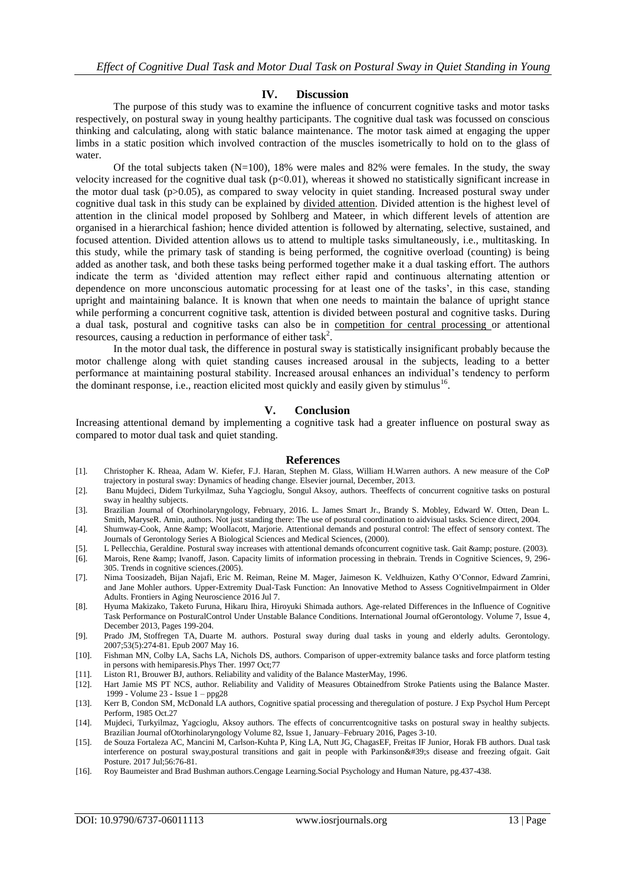## IV. Discussion

The purpose of this study was to examine the influence of concurrent cognitive tasks and motor tasks respectively, on postural sway in young healthy participants. The cognitive dual task was focussed on conscious thinking and calculating, along with static balance maintenance. The motor task aimed at engaging the upper limbs in a static position which involved contraction of the muscles isometrically to hold on to the glass of water.

Of the total subjects taken (N=100), 18% were males and 82% were females. In the study, the sway velocity increased for the cognitive dual task ($p<0.01$), whereas it showed no statistically significant increase in the motor dual task ($p>0.05$), as compared to sway velocity in quiet standing. Increased postural sway under cognitive dual task in this study can be explained by divided attention. Divided attention is the highest level of attention in the clinical model proposed by Sohlberg and Mateer, in which different levels of attention are organised in a hierarchical fashion; hence divided attention is followed by alternating, selective, sustained, and focused attention. Divided attention allows us to attend to multiple tasks simultaneously, i.e., multitasking. In this study, while the primary task of standing is being performed, the cognitive overload (counting) is being added as another task, and both these tasks being performed together make it a dual tasking effort. The authors indicate the term as 'divided attention may reflect either rapid and continuous alternating attention or dependence on more unconscious automatic processing for at least one of the tasks', in this case, standing upright and maintaining balance. It is known that when one needs to maintain the balance of upright stance while performing a concurrent cognitive task, attention is divided between postural and cognitive tasks. During a dual task, postural and cognitive tasks can also be in competition for central processing or attentional resources, causing a reduction in performance of either task[2].

In the motor dual task, the difference in postural sway is statistically insignificant probably because the motor challenge along with quiet standing causes increased arousal in the subjects, leading to a better performance at maintaining postural stability. Increased arousal enhances an individual's tendency to perform the dominant response, i.e., reaction elicited most quickly and easily given by stimulus[16].

## V. Conclusion

Increasing attentional demand by implementing a cognitive task had a greater influence on postural sway as compared to motor dual task and quiet standing.

## References

[1]. Christopher K. Rheaa, Adam W. Kiefer, F.J. Haran, Stephen M. Glass, William H.Warren authors. A new measure of the CoP trajectory in postural sway: Dynamics of heading change. Elsevier journal, December, 2013.

[2]. Banu Mujdeci, Didem Turkyilmaz, Suha Yagcioglu, Songul Aksoy, authors. Theeffects of concurrent cognitive tasks on postural sway in healthy subjects.

[3]. Brazilian Journal of Otorhinolaryngology, February, 2016. L. James Smart Jr., Brandy S. Mobley, Edward W. Otten, Dean L. Smith, MaryseR. Amin, authors. Not just standing there: The use of postural coordination to aidvisual tasks. Science direct, 2004.

[4]. Shumway-Cook, Anne &amp; Woollacott, Marjorie. Attentional demands and postural control: The effect of sensory context. The Journals of Gerontology Series A Biological Sciences and Medical Sciences, (2000).

[5]. L Pellecchia, Geraldine. Postural sway increases with attentional demands ofconcurrent cognitive task. Gait &amp; posture. (2003).

[6]. Marois, Rene &amp; Ivanoff, Jason. Capacity limits of information processing in thebrain. Trends in Cognitive Sciences, 9, 296-305. Trends in cognitive sciences.(2005).

[7]. Nima Toosizadeh, Bijan Najafi, Eric M. Reiman, Reine M. Mager, Jaimeson K. Veldhuizen, Kathy O'Connor, Edward Zamrini, and Jane Mohler authors. Upper-Extremity Dual-Task Function: An Innovative Method to Assess CognitiveImpairment in Older Adults. Frontiers in Aging Neuroscience 2016 Jul 7.

[8]. Hyuma Makizako, Taketo Furuna, Hikaru Ihira, Hiroyuki Shimada authors. Age-related Differences in the Influence of Cognitive Task Performance on PosturalControl Under Unstable Balance Conditions. International Journal ofGerontology. Volume 7, Issue 4, December 2013, Pages 199-204.

[9]. Prado JM, Stoffregen TA, Duarte M. authors. Postural sway during dual tasks in young and elderly adults. Gerontology. 2007;53(5):274-81. Epub 2007 May 16.

[10]. Fishman MN, Colby LA, Sachs LA, Nichols DS, authors. Comparison of upper-extremity balance tasks and force platform testing in persons with hemiparesis.Phys Ther. 1997 Oct;77

[11]. Liston R1, Brouwer BJ, authors. Reliability and validity of the Balance MasterMay, 1996.

[12]. Hart Jamie MS PT NCS, author. Reliability and Validity of Measures Obtainedfrom Stroke Patients using the Balance Master. 1999 - Volume 23 - Issue 1 – ppg28

[13]. Kerr B, Condon SM, McDonald LA authors, Cognitive spatial processing and theregulation of posture. J Exp Psychol Hum Percept Perform, 1985 Oct.27

[14]. Mujdeci, Turkyilmaz, Yagcioglu, Aksoy authors. The effects of concurrentcognitive tasks on postural sway in healthy subjects. Brazilian Journal ofOtorhinolaryngology Volume 82, Issue 1, January–February 2016, Pages 3-10.

[15]. de Souza Fortaleza AC, Mancini M, Carlson-Kuhta P, King LA, Nutt JG, ChagasEF, Freitas IF Junior, Horak FB authors. Dual task interference on postural sway,postural transitions and gait in people with Parkinson&#39;s disease and freezing ofgait. Gait Posture. 2017 Jul;56:76-81.

[16]. Roy Baumeister and Brad Bushman authors.Cengage Learning.Social Psychology and Human Nature, pg.437-438.